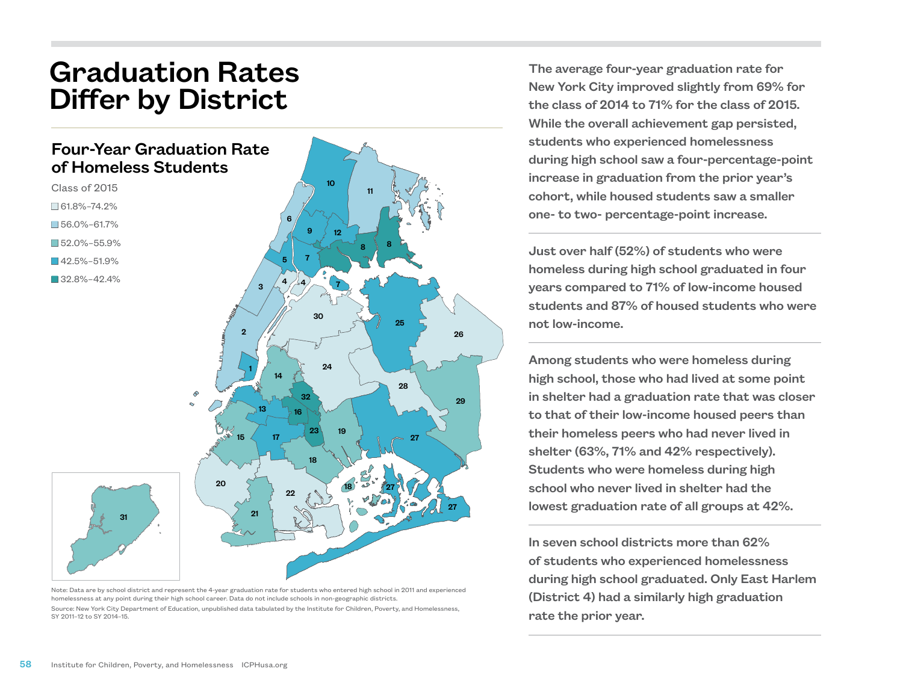# Graduation Rates Differ by District

## Four-Year Graduation Rate of Homeless Students

Class of 2015

- 61.8%–74.2%
- 56.0%–61.7%
- 52.0%–55.9%
- 42.5%–51.9%
- 32.8%–42.4%

Note: Data are by school district and represent the 4-year graduation rate for students who entered high school in 2011 and experienced homelessness at any point during their high school career. Data do not include schools in non-geographic districts.

Source: New York City Department of Education, unpublished data tabulated by the Institute for Children, Poverty, and Homelessness, SY 2011–12 to SY 2014–15.

The average four-year graduation rate for New York City improved slightly from 69% for the class of 2014 to 71% for the class of 2015. While the overall achievement gap persisted, students who experienced homelessness during high school saw a four-percentage-point increase in graduation from the prior year's cohort, while housed students saw a smaller one- to two- percentage-point increase.

Just over half (52%) of students who were homeless during high school graduated in four years compared to 71% of low-income housed students and 87% of housed students who were not low-income.

Among students who were homeless during high school, those who had lived at some point in shelter had a graduation rate that was closer to that of their low-income housed peers than their homeless peers who had never lived in shelter (63%, 71% and 42% respectively). Students who were homeless during high school who never lived in shelter had the lowest graduation rate of all groups at 42%.

In seven school districts more than 62% of students who experienced homelessness during high school graduated. Only East Harlem (District 4) had a similarly high graduation rate the prior year.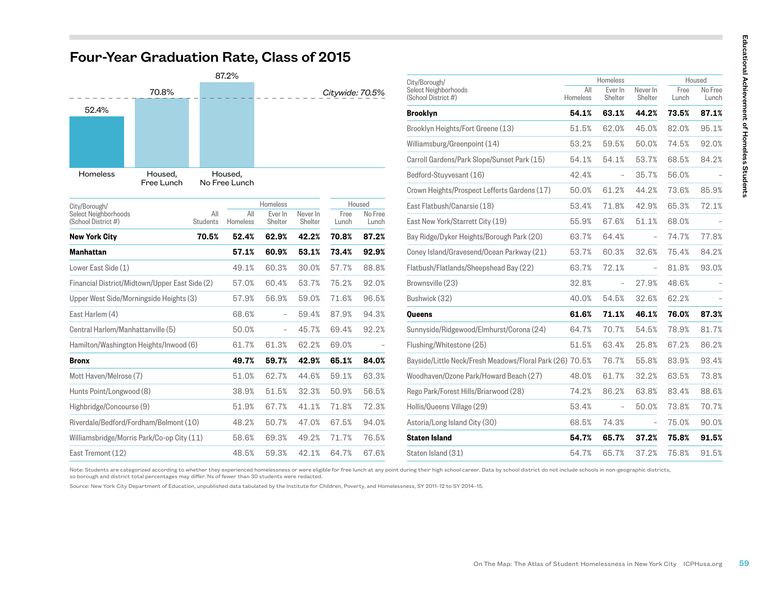## Four-Year Graduation Rate, Class of 2015

52.4%
Homeless

70.8%
Housed, Free Lunch

87.2%
Housed, No Free Lunch

Citywide: 70.5%

| City/Borough/ Select Neighborhoods (School District #) | All Students | Homeless | | | Housed | |
|---|---|---|---|---|---|---|
| | | All Homeless | Ever In Shelter | Never In Shelter | Free Lunch | No Free Lunch |
| **New York City** | **70.5%** | **52.4%** | **62.9%** | **42.2%** | **70.8%** | **87.2%** |
| **Manhattan** | | **57.1%** | **60.9%** | **53.1%** | **73.4%** | **92.9%** |
| Lower East Side (1) | | 49.1% | 60.3% | 30.0% | 57.7% | 88.8% |
| Financial District/Midtown/Upper East Side (2) | | 57.0% | 60.4% | 53.7% | 75.2% | 92.0% |
| Upper West Side/Morningside Heights (3) | | 57.9% | 56.9% | 59.0% | 71.6% | 96.5% |
| East Harlem (4) | | 68.6% | – | 59.4% | 87.9% | 94.3% |
| Central Harlem/Manhattanville (5) | | 50.0% | – | 45.7% | 69.4% | 92.2% |
| Hamilton/Washington Heights/Inwood (6) | | 61.7% | 61.3% | 62.2% | 69.0% | – |
| **Bronx** | | **49.7%** | **59.7%** | **42.9%** | **65.1%** | **84.0%** |
| Mott Haven/Melrose (7) | | 51.0% | 62.7% | 44.6% | 59.1% | 63.3% |
| Hunts Point/Longwood (8) | | 38.9% | 51.5% | 32.3% | 50.9% | 56.5% |
| Highbridge/Concourse (9) | | 51.9% | 67.7% | 41.1% | 71.8% | 72.3% |
| Riverdale/Bedford/Fordham/Belmont (10) | | 48.2% | 50.7% | 47.0% | 67.5% | 94.0% |
| Williamsbridge/Morris Park/Co-op City (11) | | 58.6% | 69.3% | 49.2% | 71.7% | 76.5% |
| East Tremont (12) | | 48.5% | 59.3% | 42.1% | 64.7% | 67.6% |

| City/Borough/ Select Neighborhoods (School District #) | Homeless | | | Housed | |
|---|---|---|---|---|---|
| | All Homeless | Ever In Shelter | Never In Shelter | Free Lunch | No Free Lunch |
| **Brooklyn** | **54.1%** | **63.1%** | **44.2%** | **73.5%** | **87.1%** |
| Brooklyn Heights/Fort Greene (13) | 51.5% | 62.0% | 45.0% | 82.0% | 95.1% |
| Williamsburg/Greenpoint (14) | 53.2% | 59.5% | 50.0% | 74.5% | 92.0% |
| Carroll Gardens/Park Slope/Sunset Park (15) | 54.1% | 54.1% | 53.7% | 68.5% | 84.2% |
| Bedford-Stuyvesant (16) | 42.4% | – | 35.7% | 56.0% | – |
| Crown Heights/Prospect Lefferts Gardens (17) | 50.0% | 61.2% | 44.2% | 73.6% | 85.9% |
| East Flatbush/Canarsie (18) | 53.4% | 71.8% | 42.9% | 65.3% | 72.1% |
| East New York/Starrett City (19) | 55.9% | 67.6% | 51.1% | 68.0% | – |
| Bay Ridge/Dyker Heights/Borough Park (20) | 63.7% | 64.4% | – | 74.7% | 77.8% |
| Coney Island/Gravesend/Ocean Parkway (21) | 53.7% | 60.3% | 32.6% | 75.4% | 84.2% |
| Flatbush/Flatlands/Sheepshead Bay (22) | 63.7% | 72.1% | – | 81.8% | 93.0% |
| Brownsville (23) | 32.8% | – | 27.9% | 48.6% | – |
| Bushwick (32) | 40.0% | 54.5% | 32.6% | 62.2% | – |
| **Queens** | **61.6%** | **71.1%** | **46.1%** | **76.0%** | **87.3%** |
| Sunnyside/Ridgewood/Elmhurst/Corona (24) | 64.7% | 70.7% | 54.5% | 78.9% | 81.7% |
| Flushing/Whitestone (25) | 51.5% | 63.4% | 25.8% | 67.2% | 86.2% |
| Bayside/Little Neck/Fresh Meadows/Floral Park (26) | 70.5% | 76.7% | 55.8% | 83.9% | 93.4% |
| Woodhaven/Ozone Park/Howard Beach (27) | 48.0% | 61.7% | 32.2% | 63.5% | 73.8% |
| Rego Park/Forest Hills/Briarwood (28) | 74.2% | 86.2% | 63.8% | 83.4% | 88.6% |
| Hollis/Queens Village (29) | 53.4% | – | 50.0% | 73.8% | 70.7% |
| Astoria/Long Island City (30) | 68.5% | 74.3% | – | 75.0% | 90.0% |
| **Staten Island** | **54.7%** | **65.7%** | **37.2%** | **75.8%** | **91.5%** |
| Staten Island (31) | 54.7% | 65.7% | 37.2% | 75.8% | 91.5% |

Note: Students are categorized according to whether they experienced homelessness or were eligible for free lunch at any point during their high school career. Data by school district do not include schools in non-geographic districts, so borough and district total percentages may differ. Ns of fewer than 30 students were redacted.

Source: New York City Department of Education, unpublished data tabulated by the Institute for Children, Poverty, and Homelessness, SY 2011–12 to SY 2014–15.